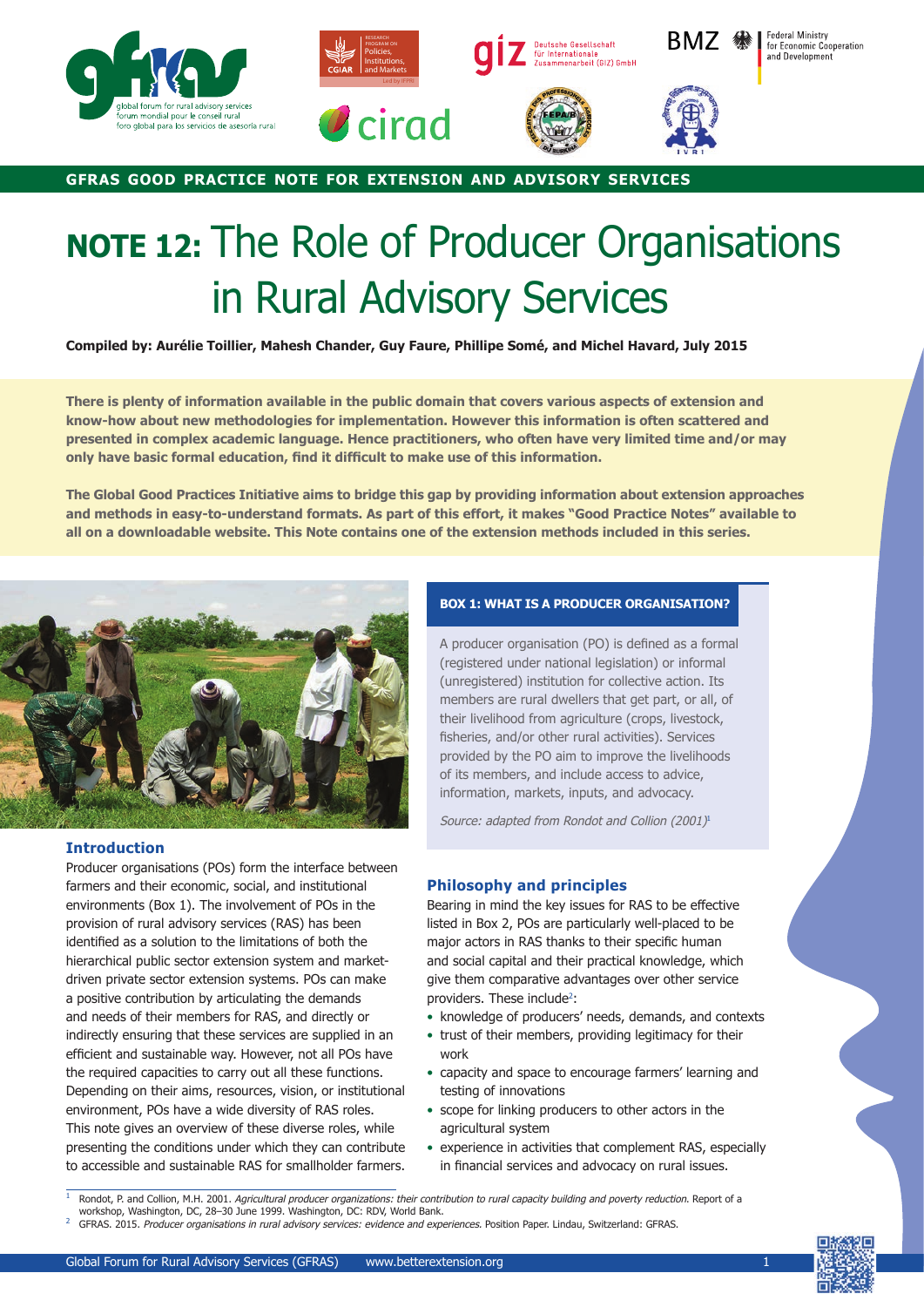GFRAS GOOD PRACTICE NOTE FOR EXTENSION AND ADVISORY SERVICES

# NOTE 12: The Role of Producer Organisations in Rural Advisory Services

**Compiled by: Aurélie Toillier, Mahesh Chander, Guy Faure, Phillipe Somé, and Michel Havard, July 2015**

**There is plenty of information available in the public domain that covers various aspects of extension and know-how about new methodologies for implementation. However this information is often scattered and presented in complex academic language. Hence practitioners, who often have very limited time and/or may only have basic formal education, find it difficult to make use of this information.**

**The Global Good Practices Initiative aims to bridge this gap by providing information about extension approaches and methods in easy-to-understand formats. As part of this effort, it makes "Good Practice Notes" available to all on a downloadable website. This Note contains one of the extension methods included in this series.**

## Introduction

Producer organisations (POs) form the interface between farmers and their economic, social, and institutional environments (Box 1). The involvement of POs in the provision of rural advisory services (RAS) has been identified as a solution to the limitations of both the hierarchical public sector extension system and market-driven private sector extension systems. POs can make a positive contribution by articulating the demands and needs of their members for RAS, and directly or indirectly ensuring that these services are supplied in an efficient and sustainable way. However, not all POs have the required capacities to carry out all these functions. Depending on their aims, resources, vision, or institutional environment, POs have a wide diversity of RAS roles. This note gives an overview of these diverse roles, while presenting the conditions under which they can contribute to accessible and sustainable RAS for smallholder farmers.

**BOX 1: WHAT IS A PRODUCER ORGANISATION?**

A producer organisation (PO) is defined as a formal (registered under national legislation) or informal (unregistered) institution for collective action. Its members are rural dwellers that get part, or all, of their livelihood from agriculture (crops, livestock, fisheries, and/or other rural activities). Services provided by the PO aim to improve the livelihoods of its members, and include access to advice, information, markets, inputs, and advocacy.

*Source: adapted from Rondot and Collion (2001)*[1]

## Philosophy and principles

Bearing in mind the key issues for RAS to be effective listed in Box 2, POs are particularly well-placed to be major actors in RAS thanks to their specific human and social capital and their practical knowledge, which give them comparative advantages over other service providers. These include[2]:

- knowledge of producers' needs, demands, and contexts
- trust of their members, providing legitimacy for their work
- capacity and space to encourage farmers' learning and testing of innovations
- scope for linking producers to other actors in the agricultural system
- experience in activities that complement RAS, especially in financial services and advocacy on rural issues.

[1] Rondot, P. and Collion, M.H. 2001. *Agricultural producer organizations: their contribution to rural capacity building and poverty reduction.* Report of a workshop, Washington, DC, 28–30 June 1999. Washington, DC: RDV, World Bank.

[2] GFRAS. 2015. *Producer organisations in rural advisory services: evidence and experiences.* Position Paper. Lindau, Switzerland: GFRAS.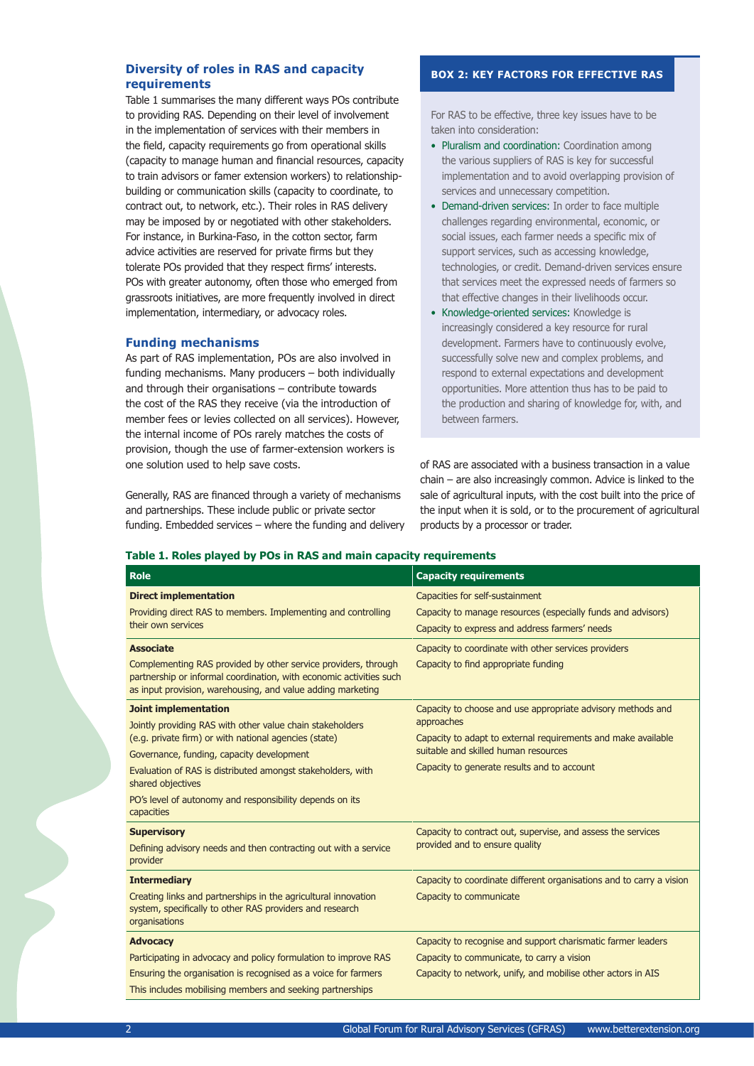## Diversity of roles in RAS and capacity requirements

Table 1 summarises the many different ways POs contribute to providing RAS. Depending on their level of involvement in the implementation of services with their members in the field, capacity requirements go from operational skills (capacity to manage human and financial resources, capacity to train advisors or famer extension workers) to relationship-building or communication skills (capacity to coordinate, to contract out, to network, etc.). Their roles in RAS delivery may be imposed by or negotiated with other stakeholders. For instance, in Burkina-Faso, in the cotton sector, farm advice activities are reserved for private firms but they tolerate POs provided that they respect firms' interests. POs with greater autonomy, often those who emerged from grassroots initiatives, are more frequently involved in direct implementation, intermediary, or advocacy roles.

## Funding mechanisms

As part of RAS implementation, POs are also involved in funding mechanisms. Many producers – both individually and through their organisations – contribute towards the cost of the RAS they receive (via the introduction of member fees or levies collected on all services). However, the internal income of POs rarely matches the costs of provision, though the use of farmer-extension workers is one solution used to help save costs.

Generally, RAS are financed through a variety of mechanisms and partnerships. These include public or private sector funding. Embedded services – where the funding and delivery of RAS are associated with a business transaction in a value chain – are also increasingly common. Advice is linked to the sale of agricultural inputs, with the cost built into the price of the input when it is sold, or to the procurement of agricultural products by a processor or trader.

### BOX 2: KEY FACTORS FOR EFFECTIVE RAS

For RAS to be effective, three key issues have to be taken into consideration:

- Pluralism and coordination: Coordination among the various suppliers of RAS is key for successful implementation and to avoid overlapping provision of services and unnecessary competition.
- Demand-driven services: In order to face multiple challenges regarding environmental, economic, or social issues, each farmer needs a specific mix of support services, such as accessing knowledge, technologies, or credit. Demand-driven services ensure that services meet the expressed needs of farmers so that effective changes in their livelihoods occur.
- Knowledge-oriented services: Knowledge is increasingly considered a key resource for rural development. Farmers have to continuously evolve, successfully solve new and complex problems, and respond to external expectations and development opportunities. More attention thus has to be paid to the production and sharing of knowledge for, with, and between farmers.

**Table 1. Roles played by POs in RAS and main capacity requirements**

| Role | Capacity requirements |
|---|---|
| **Direct implementation**<br>Providing direct RAS to members. Implementing and controlling their own services | Capacities for self-sustainment<br>Capacity to manage resources (especially funds and advisors)<br>Capacity to express and address farmers' needs |
| **Associate**<br>Complementing RAS provided by other service providers, through partnership or informal coordination, with economic activities such as input provision, warehousing, and value adding marketing | Capacity to coordinate with other services providers<br>Capacity to find appropriate funding |
| **Joint implementation**<br>Jointly providing RAS with other value chain stakeholders (e.g. private firm) or with national agencies (state)<br>Governance, funding, capacity development<br>Evaluation of RAS is distributed amongst stakeholders, with shared objectives<br>PO's level of autonomy and responsibility depends on its capacities | Capacity to choose and use appropriate advisory methods and approaches<br>Capacity to adapt to external requirements and make available suitable and skilled human resources<br>Capacity to generate results and to account |
| **Supervisory**<br>Defining advisory needs and then contracting out with a service provider | Capacity to contract out, supervise, and assess the services provided and to ensure quality |
| **Intermediary**<br>Creating links and partnerships in the agricultural innovation system, specifically to other RAS providers and research organisations | Capacity to coordinate different organisations and to carry a vision<br>Capacity to communicate |
| **Advocacy**<br>Participating in advocacy and policy formulation to improve RAS<br>Ensuring the organisation is recognised as a voice for farmers<br>This includes mobilising members and seeking partnerships | Capacity to recognise and support charismatic farmer leaders<br>Capacity to communicate, to carry a vision<br>Capacity to network, unify, and mobilise other actors in AIS |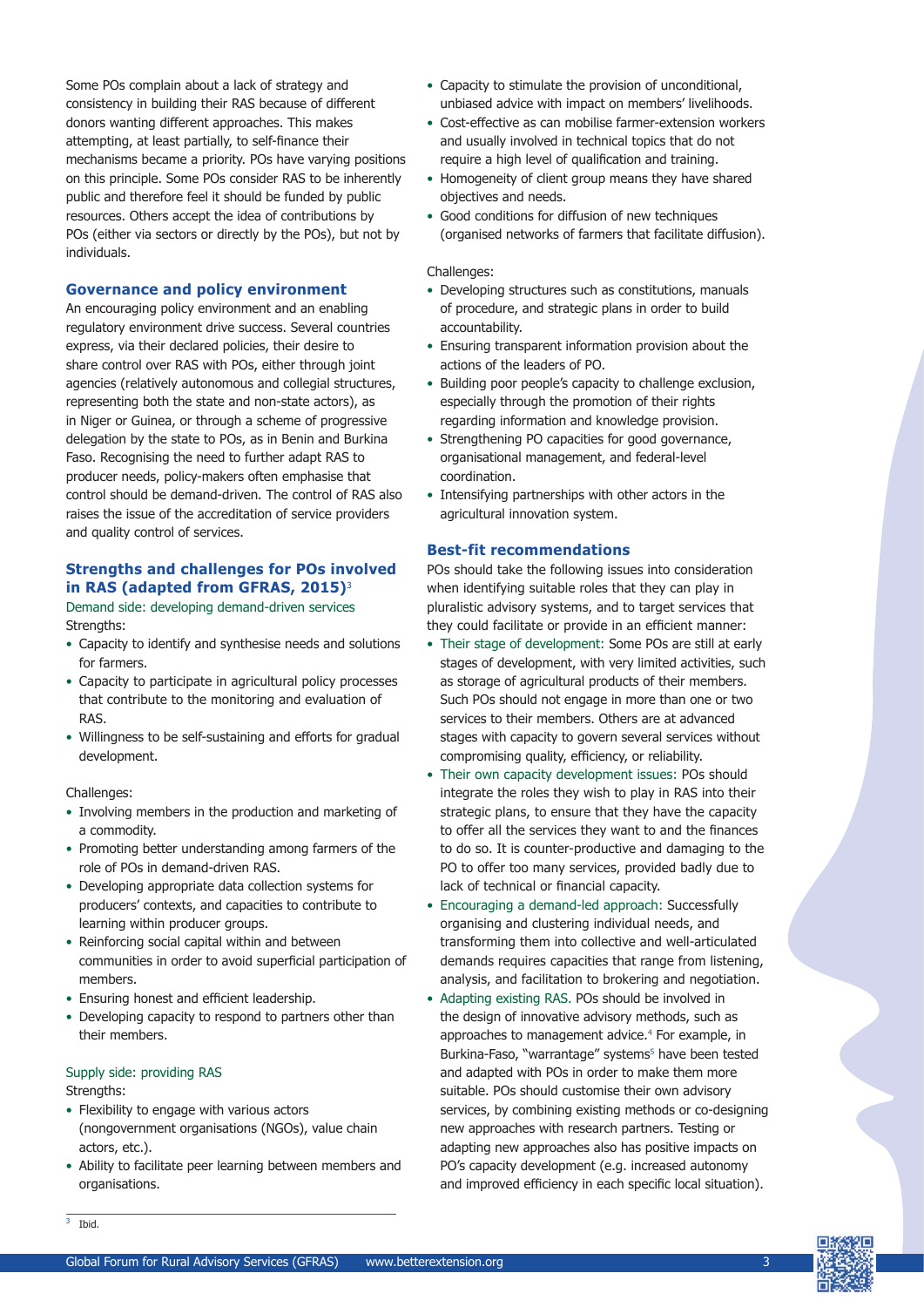Some POs complain about a lack of strategy and consistency in building their RAS because of different donors wanting different approaches. This makes attempting, at least partially, to self-finance their mechanisms became a priority. POs have varying positions on this principle. Some POs consider RAS to be inherently public and therefore feel it should be funded by public resources. Others accept the idea of contributions by POs (either via sectors or directly by the POs), but not by individuals.

## Governance and policy environment

An encouraging policy environment and an enabling regulatory environment drive success. Several countries express, via their declared policies, their desire to share control over RAS with POs, either through joint agencies (relatively autonomous and collegial structures, representing both the state and non-state actors), as in Niger or Guinea, or through a scheme of progressive delegation by the state to POs, as in Benin and Burkina Faso. Recognising the need to further adapt RAS to producer needs, policy-makers often emphasise that control should be demand-driven. The control of RAS also raises the issue of the accreditation of service providers and quality control of services.

## Strengths and challenges for POs involved in RAS (adapted from GFRAS, 2015)[3]

### Demand side: developing demand-driven services

Strengths:

- Capacity to identify and synthesise needs and solutions for farmers.
- Capacity to participate in agricultural policy processes that contribute to the monitoring and evaluation of RAS.
- Willingness to be self-sustaining and efforts for gradual development.

Challenges:

- Involving members in the production and marketing of a commodity.
- Promoting better understanding among farmers of the role of POs in demand-driven RAS.
- Developing appropriate data collection systems for producers' contexts, and capacities to contribute to learning within producer groups.
- Reinforcing social capital within and between communities in order to avoid superficial participation of members.
- Ensuring honest and efficient leadership.
- Developing capacity to respond to partners other than their members.

### Supply side: providing RAS

Strengths:

- Flexibility to engage with various actors (nongovernment organisations (NGOs), value chain actors, etc.).
- Ability to facilitate peer learning between members and organisations.
- Capacity to stimulate the provision of unconditional, unbiased advice with impact on members' livelihoods.
- Cost-effective as can mobilise farmer-extension workers and usually involved in technical topics that do not require a high level of qualification and training.
- Homogeneity of client group means they have shared objectives and needs.
- Good conditions for diffusion of new techniques (organised networks of farmers that facilitate diffusion).

Challenges:

- Developing structures such as constitutions, manuals of procedure, and strategic plans in order to build accountability.
- Ensuring transparent information provision about the actions of the leaders of PO.
- Building poor people's capacity to challenge exclusion, especially through the promotion of their rights regarding information and knowledge provision.
- Strengthening PO capacities for good governance, organisational management, and federal-level coordination.
- Intensifying partnerships with other actors in the agricultural innovation system.

## Best-fit recommendations

POs should take the following issues into consideration when identifying suitable roles that they can play in pluralistic advisory systems, and to target services that they could facilitate or provide in an efficient manner:

- Their stage of development: Some POs are still at early stages of development, with very limited activities, such as storage of agricultural products of their members. Such POs should not engage in more than one or two services to their members. Others are at advanced stages with capacity to govern several services without compromising quality, efficiency, or reliability.
- Their own capacity development issues: POs should integrate the roles they wish to play in RAS into their strategic plans, to ensure that they have the capacity to offer all the services they want to and the finances to do so. It is counter-productive and damaging to the PO to offer too many services, provided badly due to lack of technical or financial capacity.
- Encouraging a demand-led approach: Successfully organising and clustering individual needs, and transforming them into collective and well-articulated demands requires capacities that range from listening, analysis, and facilitation to brokering and negotiation.
- Adapting existing RAS. POs should be involved in the design of innovative advisory methods, such as approaches to management advice.[4] For example, in Burkina-Faso, "warrantage" systems[5] have been tested and adapted with POs in order to make them more suitable. POs should customise their own advisory services, by combining existing methods or co-designing new approaches with research partners. Testing or adapting new approaches also has positive impacts on PO's capacity development (e.g. increased autonomy and improved efficiency in each specific local situation).

---

[3] Ibid.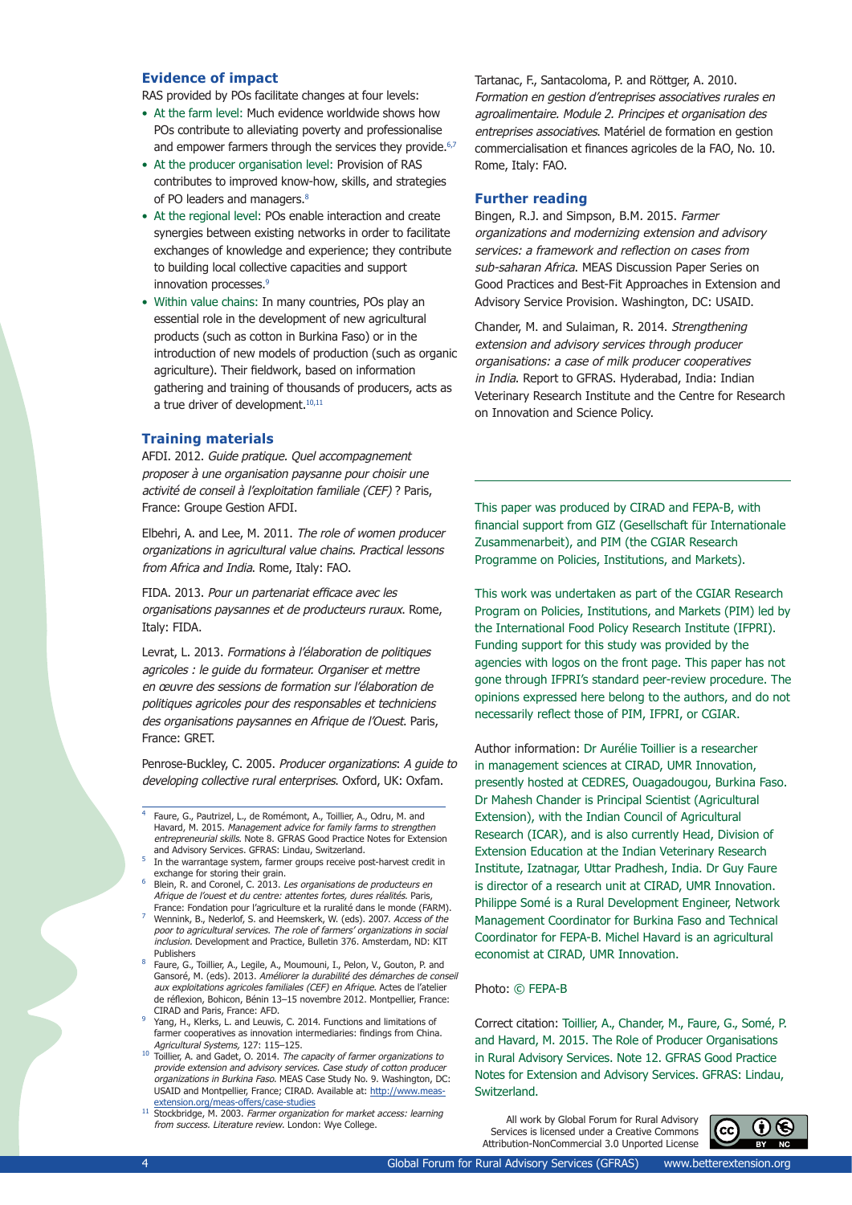### Evidence of impact

RAS provided by POs facilitate changes at four levels:

- At the farm level: Much evidence worldwide shows how POs contribute to alleviating poverty and professionalise and empower farmers through the services they provide.[6,7]
- At the producer organisation level: Provision of RAS contributes to improved know-how, skills, and strategies of PO leaders and managers.[8]
- At the regional level: POs enable interaction and create synergies between existing networks in order to facilitate exchanges of knowledge and experience; they contribute to building local collective capacities and support innovation processes.[9]
- Within value chains: In many countries, POs play an essential role in the development of new agricultural products (such as cotton in Burkina Faso) or in the introduction of new models of production (such as organic agriculture). Their fieldwork, based on information gathering and training of thousands of producers, acts as a true driver of development.[10,11]

### Training materials

AFDI. 2012. *Guide pratique. Quel accompagnement proposer à une organisation paysanne pour choisir une activité de conseil à l'exploitation familiale (CEF)* ? Paris, France: Groupe Gestion AFDI.

Elbehri, A. and Lee, M. 2011. *The role of women producer organizations in agricultural value chains. Practical lessons from Africa and India*. Rome, Italy: FAO.

FIDA. 2013. *Pour un partenariat efficace avec les organisations paysannes et de producteurs ruraux*. Rome, Italy: FIDA.

Levrat, L. 2013. *Formations à l'élaboration de politiques agricoles : le guide du formateur. Organiser et mettre en œuvre des sessions de formation sur l'élaboration de politiques agricoles pour des responsables et techniciens des organisations paysannes en Afrique de l'Ouest*. Paris, France: GRET.

Penrose-Buckley, C. 2005. *Producer organizations: A guide to developing collective rural enterprises*. Oxford, UK: Oxfam.

Tartanac, F., Santacoloma, P. and Röttger, A. 2010. *Formation en gestion d'entreprises associatives rurales en agroalimentaire. Module 2. Principes et organisation des entreprises associatives*. Matériel de formation en gestion commercialisation et finances agricoles de la FAO, No. 10. Rome, Italy: FAO.

### Further reading

Bingen, R.J. and Simpson, B.M. 2015. *Farmer organizations and modernizing extension and advisory services: a framework and reflection on cases from sub-saharan Africa*. MEAS Discussion Paper Series on Good Practices and Best-Fit Approaches in Extension and Advisory Service Provision. Washington, DC: USAID.

Chander, M. and Sulaiman, R. 2014. *Strengthening extension and advisory services through producer organisations: a case of milk producer cooperatives in India*. Report to GFRAS. Hyderabad, India: Indian Veterinary Research Institute and the Centre for Research on Innovation and Science Policy.

---

[4] Faure, G., Pautrizel, L., de Romémont, A., Toillier, A., Odru, M. and Havard, M. 2015. *Management advice for family farms to strengthen entrepreneurial skills*. Note 8. GFRAS Good Practice Notes for Extension and Advisory Services. GFRAS: Lindau, Switzerland.

[5] In the warrantage system, farmer groups receive post-harvest credit in exchange for storing their grain.

[6] Blein, R. and Coronel, C. 2013. *Les organisations de producteurs en Afrique de l'ouest et du centre: attentes fortes, dures réalités*. Paris, France: Fondation pour l'agriculture et la ruralité dans le monde (FARM).

[7] Wennink, B., Nederlof, S. and Heemskerk, W. (eds). 2007. *Access of the poor to agricultural services. The role of farmers' organizations in social inclusion*. Development and Practice, Bulletin 376. Amsterdam, ND: KIT Publishers

[8] Faure, G., Toillier, A., Legile, A., Moumouni, I., Pelon, V., Gouton, P. and Gansoré, M. (eds). 2013. *Améliorer la durabilité des démarches de conseil aux exploitations agricoles familiales (CEF) en Afrique*. Actes de l'atelier de réflexion, Bohicon, Bénin 13–15 novembre 2012. Montpellier, France: CIRAD and Paris, France: AFD.

[9] Yang, H., Klerks, L. and Leuwis, C. 2014. Functions and limitations of farmer cooperatives as innovation intermediaries: findings from China. *Agricultural Systems*, 127: 115–125.

[10] Toillier, A. and Gadet, O. 2014. *The capacity of farmer organizations to provide extension and advisory services. Case study of cotton producer organizations in Burkina Faso*. MEAS Case Study No. 9. Washington, DC: USAID and Montpellier, France; CIRAD. Available at: http://www.meas-extension.org/meas-offers/case-studies

[11] Stockbridge, M. 2003. *Farmer organization for market access: learning from success. Literature review*. London: Wye College.

---

This paper was produced by CIRAD and FEPA-B, with financial support from GIZ (Gesellschaft für Internationale Zusammenarbeit), and PIM (the CGIAR Research Programme on Policies, Institutions, and Markets).

This work was undertaken as part of the CGIAR Research Program on Policies, Institutions, and Markets (PIM) led by the International Food Policy Research Institute (IFPRI). Funding support for this study was provided by the agencies with logos on the front page. This paper has not gone through IFPRI's standard peer-review procedure. The opinions expressed here belong to the authors, and do not necessarily reflect those of PIM, IFPRI, or CGIAR.

Author information: Dr Aurélie Toillier is a researcher in management sciences at CIRAD, UMR Innovation, presently hosted at CEDRES, Ouagadougou, Burkina Faso. Dr Mahesh Chander is Principal Scientist (Agricultural Extension), with the Indian Council of Agricultural Research (ICAR), and is also currently Head, Division of Extension Education at the Indian Veterinary Research Institute, Izatnagar, Uttar Pradhesh, India. Dr Guy Faure is director of a research unit at CIRAD, UMR Innovation. Philippe Somé is a Rural Development Engineer, Network Management Coordinator for Burkina Faso and Technical Coordinator for FEPA-B. Michel Havard is an agricultural economist at CIRAD, UMR Innovation.

Photo: © FEPA-B

Correct citation: Toillier, A., Chander, M., Faure, G., Somé, P. and Havard, M. 2015. The Role of Producer Organisations in Rural Advisory Services. Note 12. GFRAS Good Practice Notes for Extension and Advisory Services. GFRAS: Lindau, Switzerland.

All work by Global Forum for Rural Advisory Services is licensed under a Creative Commons Attribution-NonCommercial 3.0 Unported License